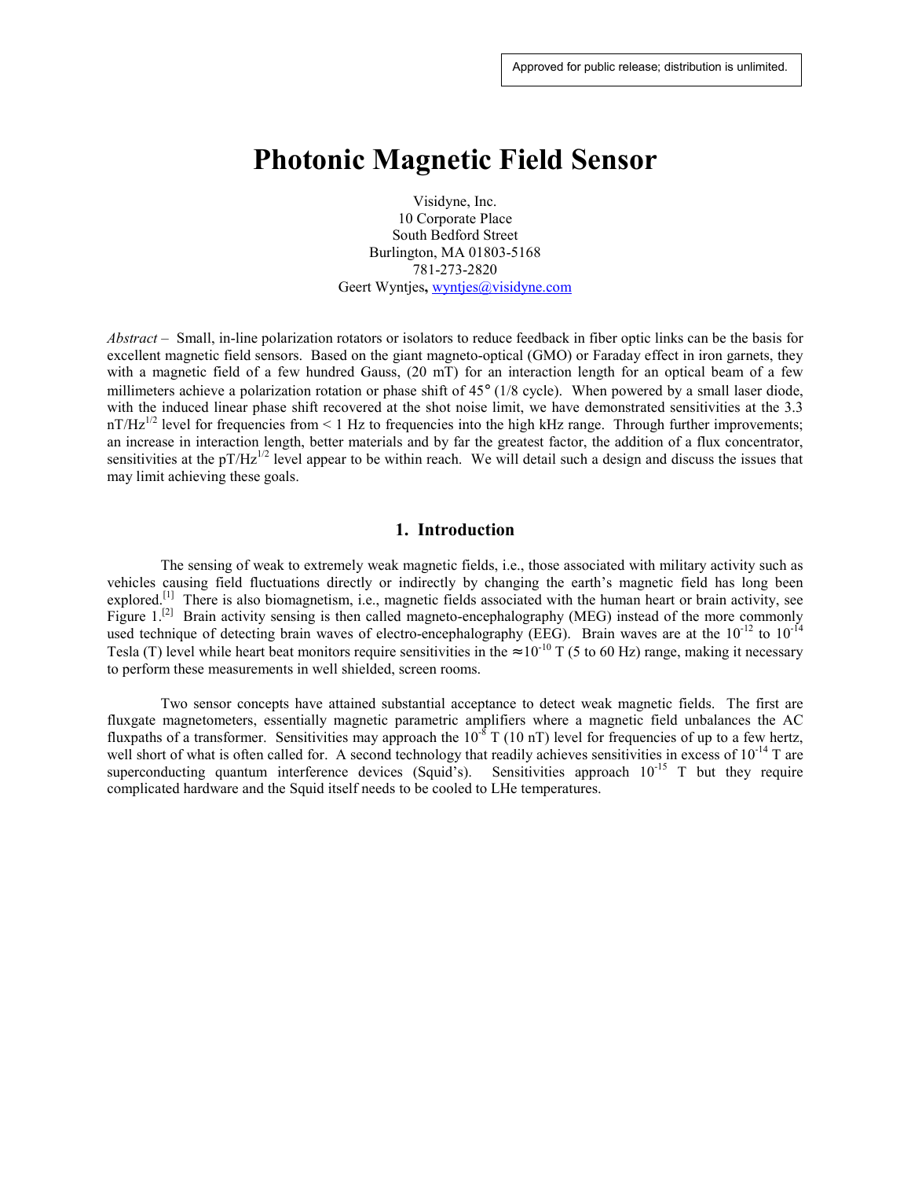Approved for public release; distribution is unlimited.

# Photonic Magnetic Field Sensor

Visidyne, Inc.
10 Corporate Place
South Bedford Street
Burlington, MA 01803-5168
781-273-2820
Geert Wyntjes**,** wyntjes@visidyne.com

*Abstract* – Small, in-line polarization rotators or isolators to reduce feedback in fiber optic links can be the basis for excellent magnetic field sensors. Based on the giant magneto-optical (GMO) or Faraday effect in iron garnets, they with a magnetic field of a few hundred Gauss, (20 mT) for an interaction length for an optical beam of a few millimeters achieve a polarization rotation or phase shift of 45° (1/8 cycle). When powered by a small laser diode, with the induced linear phase shift recovered at the shot noise limit, we have demonstrated sensitivities at the 3.3 nT/Hz$^{1/2}$ level for frequencies from < 1 Hz to frequencies into the high kHz range. Through further improvements; an increase in interaction length, better materials and by far the greatest factor, the addition of a flux concentrator, sensitivities at the pT/Hz$^{1/2}$ level appear to be within reach. We will detail such a design and discuss the issues that may limit achieving these goals.

## 1. Introduction

The sensing of weak to extremely weak magnetic fields, i.e., those associated with military activity such as vehicles causing field fluctuations directly or indirectly by changing the earth's magnetic field has long been explored.[1] There is also biomagnetism, i.e., magnetic fields associated with the human heart or brain activity, see Figure 1.[2] Brain activity sensing is then called magneto-encephalography (MEG) instead of the more commonly used technique of detecting brain waves of electro-encephalography (EEG). Brain waves are at the $10^{-12}$ to $10^{-14}$ Tesla (T) level while heart beat monitors require sensitivities in the $\approx 10^{-10}$ T (5 to 60 Hz) range, making it necessary to perform these measurements in well shielded, screen rooms.

Two sensor concepts have attained substantial acceptance to detect weak magnetic fields. The first are fluxgate magnetometers, essentially magnetic parametric amplifiers where a magnetic field unbalances the AC fluxpaths of a transformer. Sensitivities may approach the $10^{-8}$ T (10 nT) level for frequencies of up to a few hertz, well short of what is often called for. A second technology that readily achieves sensitivities in excess of $10^{-14}$ T are superconducting quantum interference devices (Squid's). Sensitivities approach $10^{-15}$ T but they require complicated hardware and the Squid itself needs to be cooled to LHe temperatures.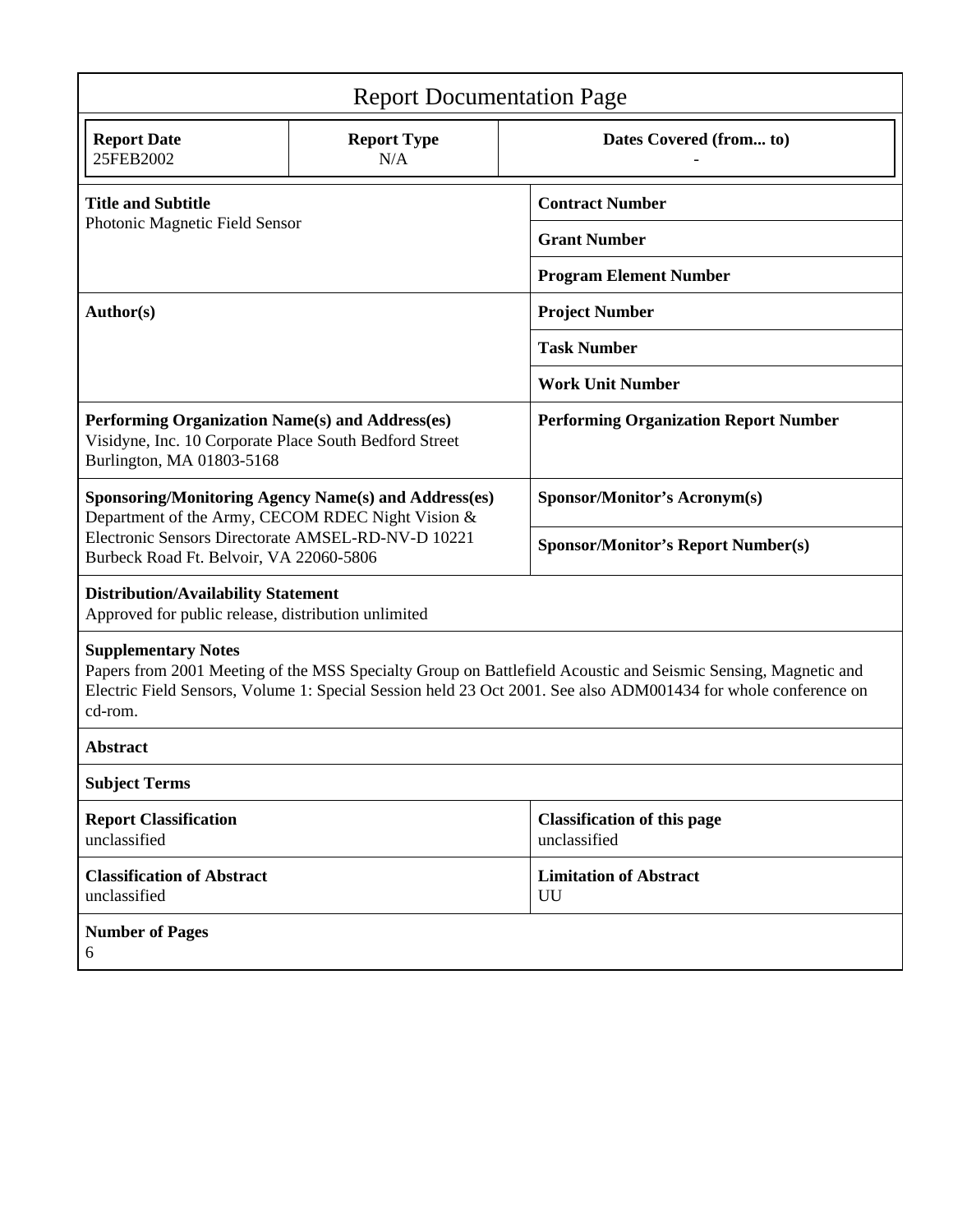# Report Documentation Page

| Report Date | Report Type | Dates Covered (from... to) |
|---|---|---|
| 25FEB2002 | N/A | - |

| | |
|---|---|
| **Title and Subtitle**<br>Photonic Magnetic Field Sensor | **Contract Number** |
| | **Grant Number** |
| | **Program Element Number** |
| **Author(s)** | **Project Number** |
| | **Task Number** |
| | **Work Unit Number** |
| **Performing Organization Name(s) and Address(es)**<br>Visidyne, Inc. 10 Corporate Place South Bedford Street Burlington, MA 01803-5168 | **Performing Organization Report Number** |
| **Sponsoring/Monitoring Agency Name(s) and Address(es)**<br>Department of the Army, CECOM RDEC Night Vision & Electronic Sensors Directorate AMSEL-RD-NV-D 10221 Burbeck Road Ft. Belvoir, VA 22060-5806 | **Sponsor/Monitor's Acronym(s)** |
| | **Sponsor/Monitor's Report Number(s)** |

**Distribution/Availability Statement**
Approved for public release, distribution unlimited

**Supplementary Notes**
Papers from 2001 Meeting of the MSS Specialty Group on Battlefield Acoustic and Seismic Sensing, Magnetic and Electric Field Sensors, Volume 1: Special Session held 23 Oct 2001. See also ADM001434 for whole conference on cd-rom.

**Abstract**

**Subject Terms**

| | |
|---|---|
| **Report Classification**<br>unclassified | **Classification of this page**<br>unclassified |
| **Classification of Abstract**<br>unclassified | **Limitation of Abstract**<br>UU |

**Number of Pages**
6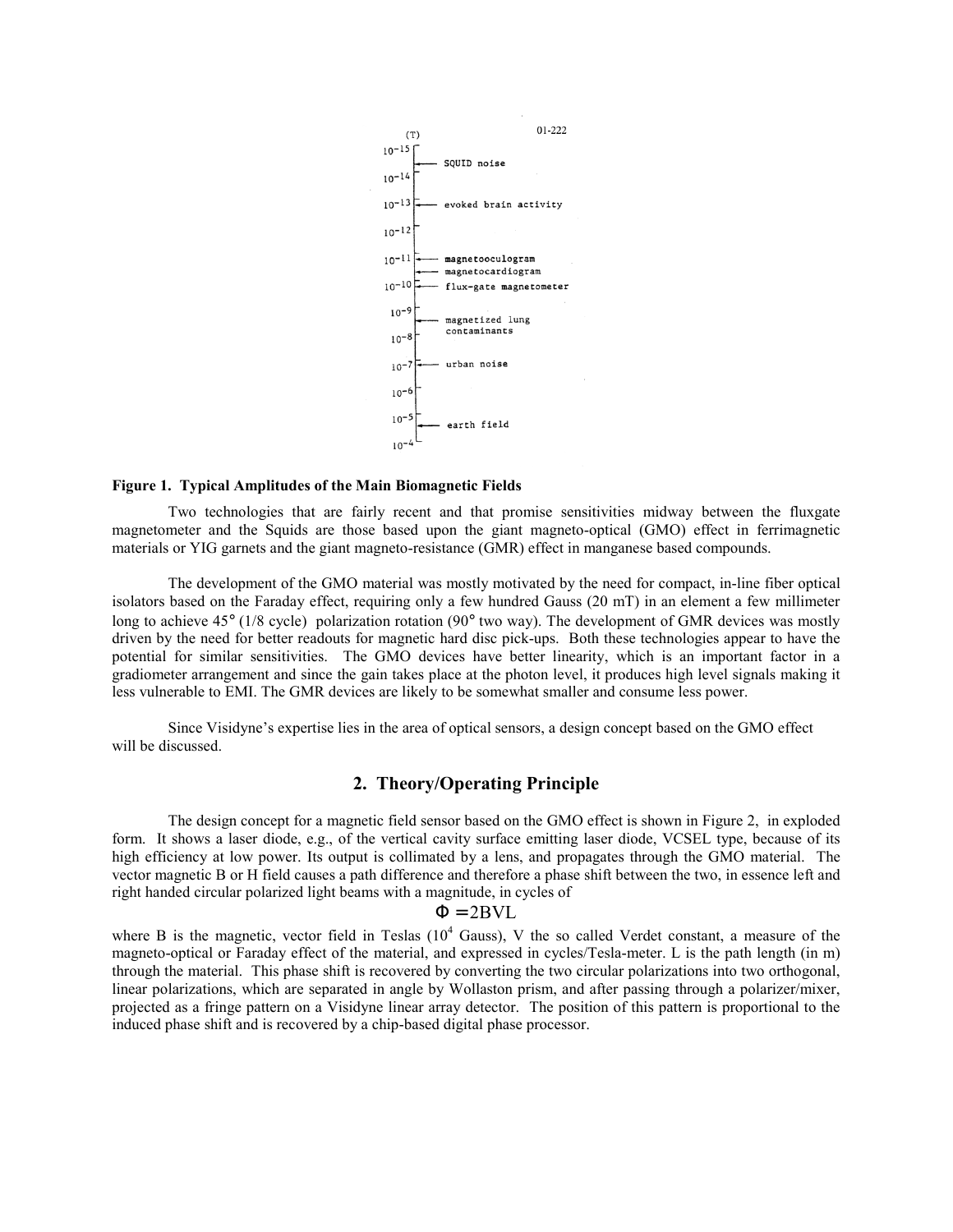| (T) | 01-222 |
|---|---|
| $10^{-15}$ | |
| | SQUID noise |
| $10^{-14}$ | |
| $10^{-13}$ | evoked brain activity |
| $10^{-12}$ | |
| $10^{-11}$ | magnetooculogram |
| | magnetocardiogram |
| $10^{-10}$ | flux-gate magnetometer |
| $10^{-9}$ | |
| | magnetized lung contaminants |
| $10^{-8}$ | |
| $10^{-7}$ | urban noise |
| $10^{-6}$ | |
| $10^{-5}$ | |
| | earth field |
| $10^{-4}$ | |

**Figure 1. Typical Amplitudes of the Main Biomagnetic Fields**

Two technologies that are fairly recent and that promise sensitivities midway between the fluxgate magnetometer and the Squids are those based upon the giant magneto-optical (GMO) effect in ferrimagnetic materials or YIG garnets and the giant magneto-resistance (GMR) effect in manganese based compounds.

The development of the GMO material was mostly motivated by the need for compact, in-line fiber optical isolators based on the Faraday effect, requiring only a few hundred Gauss (20 mT) in an element a few millimeter long to achieve 45° (1/8 cycle) polarization rotation (90° two way). The development of GMR devices was mostly driven by the need for better readouts for magnetic hard disc pick-ups. Both these technologies appear to have the potential for similar sensitivities. The GMO devices have better linearity, which is an important factor in a gradiometer arrangement and since the gain takes place at the photon level, it produces high level signals making it less vulnerable to EMI. The GMR devices are likely to be somewhat smaller and consume less power.

Since Visidyne's expertise lies in the area of optical sensors, a design concept based on the GMO effect will be discussed.

## 2. Theory/Operating Principle

The design concept for a magnetic field sensor based on the GMO effect is shown in Figure 2, in exploded form. It shows a laser diode, e.g., of the vertical cavity surface emitting laser diode, VCSEL type, because of its high efficiency at low power. Its output is collimated by a lens, and propagates through the GMO material. The vector magnetic B or H field causes a path difference and therefore a phase shift between the two, in essence left and right handed circular polarized light beams with a magnitude, in cycles of

$$\Phi = 2BVL$$

where B is the magnetic, vector field in Teslas ($10^4$ Gauss), V the so called Verdet constant, a measure of the magneto-optical or Faraday effect of the material, and expressed in cycles/Tesla-meter. L is the path length (in m) through the material. This phase shift is recovered by converting the two circular polarizations into two orthogonal, linear polarizations, which are separated in angle by Wollaston prism, and after passing through a polarizer/mixer, projected as a fringe pattern on a Visidyne linear array detector. The position of this pattern is proportional to the induced phase shift and is recovered by a chip-based digital phase processor.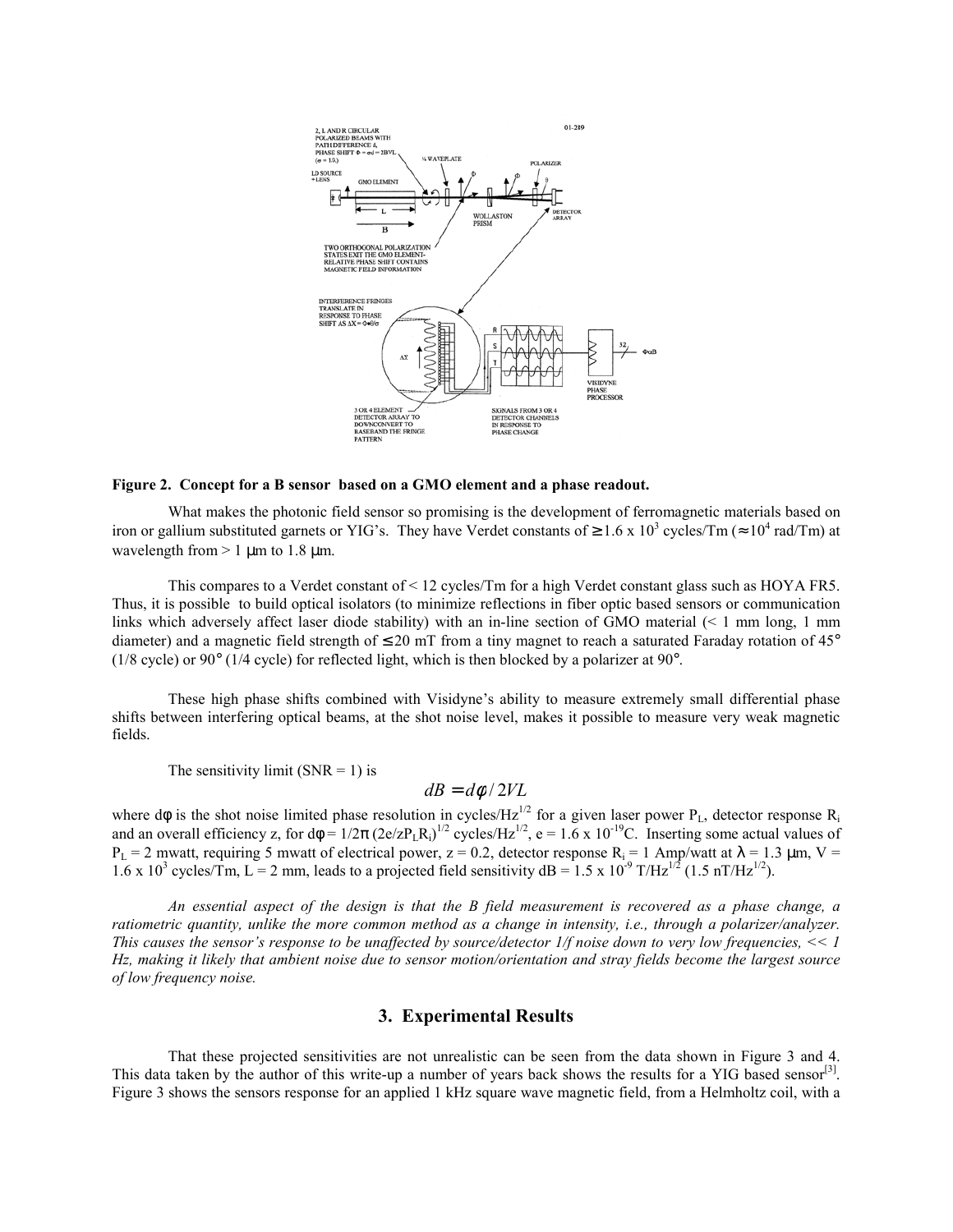**Figure 2. Concept for a B sensor based on a GMO element and a phase readout.**

What makes the photonic field sensor so promising is the development of ferromagnetic materials based on iron or gallium substituted garnets or YIG's. They have Verdet constants of $\geq 1.6 \times 10^3$ cycles/Tm ($\approx 10^4$ rad/Tm) at wavelength from > 1 μm to 1.8 μm.

This compares to a Verdet constant of < 12 cycles/Tm for a high Verdet constant glass such as HOYA FR5. Thus, it is possible to build optical isolators (to minimize reflections in fiber optic based sensors or communication links which adversely affect laser diode stability) with an in-line section of GMO material (< 1 mm long, 1 mm diameter) and a magnetic field strength of ≤ 20 mT from a tiny magnet to reach a saturated Faraday rotation of 45° (1/8 cycle) or 90° (1/4 cycle) for reflected light, which is then blocked by a polarizer at 90°.

These high phase shifts combined with Visidyne's ability to measure extremely small differential phase shifts between interfering optical beams, at the shot noise level, makes it possible to measure very weak magnetic fields.

The sensitivity limit (SNR = 1) is

$$dB = d\phi / 2VL$$

where $d\phi$ is the shot noise limited phase resolution in cycles/Hz$^{1/2}$ for a given laser power $P_L$, detector response $R_i$ and an overall efficiency z, for $d\phi = 1/2\pi\,(2e/zP_LR_i)^{1/2}$ cycles/Hz$^{1/2}$, $e = 1.6 \times 10^{-19}$C. Inserting some actual values of $P_L = 2$ mwatt, requiring 5 mwatt of electrical power, $z = 0.2$, detector response $R_i = 1$ Amp/watt at $\lambda = 1.3$ μm, $V = 1.6 \times 10^3$ cycles/Tm, L = 2 mm, leads to a projected field sensitivity $dB = 1.5 \times 10^{-9}$ T/Hz$^{1/2}$ (1.5 nT/Hz$^{1/2}$).

*An essential aspect of the design is that the B field measurement is recovered as a phase change, a ratiometric quantity, unlike the more common method as a change in intensity, i.e., through a polarizer/analyzer. This causes the sensor's response to be unaffected by source/detector 1/f noise down to very low frequencies, << 1 Hz, making it likely that ambient noise due to sensor motion/orientation and stray fields become the largest source of low frequency noise.*

## 3. Experimental Results

That these projected sensitivities are not unrealistic can be seen from the data shown in Figure 3 and 4. This data taken by the author of this write-up a number of years back shows the results for a YIG based sensor[3]. Figure 3 shows the sensors response for an applied 1 kHz square wave magnetic field, from a Helmholtz coil, with a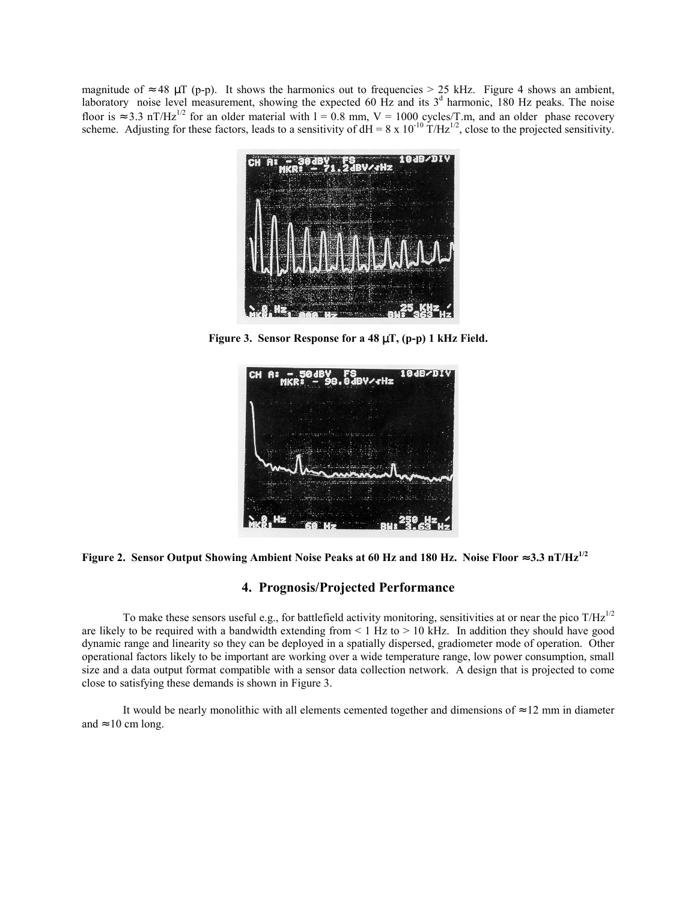magnitude of $\approx 48$ μT (p-p). It shows the harmonics out to frequencies > 25 kHz. Figure 4 shows an ambient, laboratory noise level measurement, showing the expected 60 Hz and its $3^d$ harmonic, 180 Hz peaks. The noise floor is $\approx 3.3$ nT/Hz$^{1/2}$ for an older material with l = 0.8 mm, V = 1000 cycles/T.m, and an older phase recovery scheme. Adjusting for these factors, leads to a sensitivity of dH = $8 \times 10^{-10}$ T/Hz$^{1/2}$, close to the projected sensitivity.

**Figure 3. Sensor Response for a 48 μT, (p-p) 1 kHz Field.**

**Figure 2. Sensor Output Showing Ambient Noise Peaks at 60 Hz and 180 Hz. Noise Floor $\approx$3.3 nT/Hz$^{1/2}$**

## 4. Prognosis/Projected Performance

To make these sensors useful e.g., for battlefield activity monitoring, sensitivities at or near the pico T/Hz$^{1/2}$ are likely to be required with a bandwidth extending from < 1 Hz to > 10 kHz. In addition they should have good dynamic range and linearity so they can be deployed in a spatially dispersed, gradiometer mode of operation. Other operational factors likely to be important are working over a wide temperature range, low power consumption, small size and a data output format compatible with a sensor data collection network. A design that is projected to come close to satisfying these demands is shown in Figure 3.

It would be nearly monolithic with all elements cemented together and dimensions of $\approx$12 mm in diameter and $\approx$10 cm long.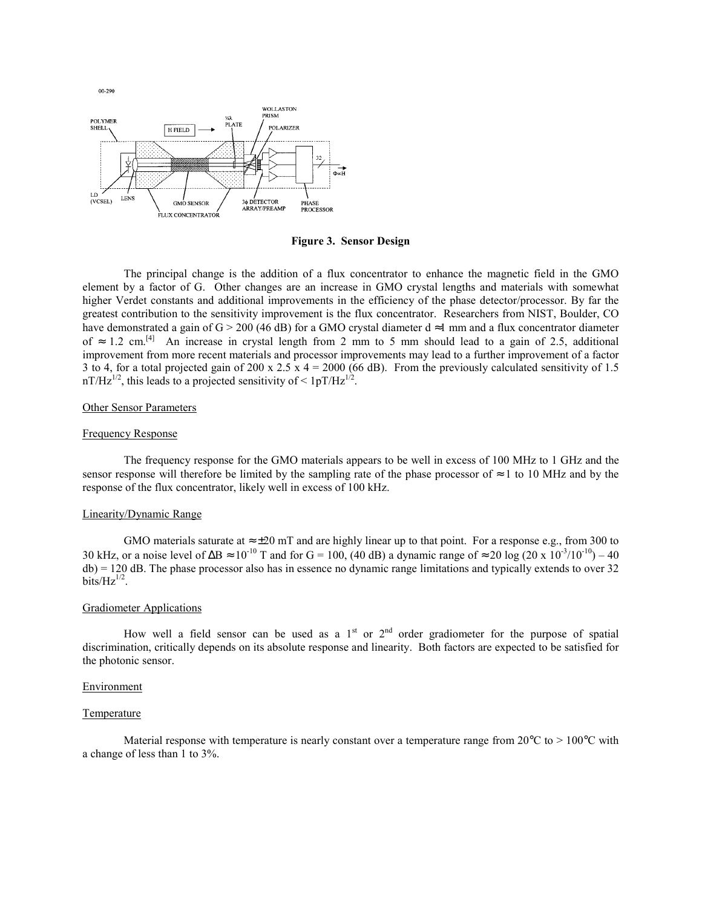00-290

Figure 3. Sensor Design

The principal change is the addition of a flux concentrator to enhance the magnetic field in the GMO element by a factor of G. Other changes are an increase in GMO crystal lengths and materials with somewhat higher Verdet constants and additional improvements in the efficiency of the phase detector/processor. By far the greatest contribution to the sensitivity improvement is the flux concentrator. Researchers from NIST, Boulder, CO have demonstrated a gain of G > 200 (46 dB) for a GMO crystal diameter d ≈1 mm and a flux concentrator diameter of ≈ 1.2 cm.[4] An increase in crystal length from 2 mm to 5 mm should lead to a gain of 2.5, additional improvement from more recent materials and processor improvements may lead to a further improvement of a factor 3 to 4, for a total projected gain of 200 x 2.5 x 4 = 2000 (66 dB). From the previously calculated sensitivity of 1.5 $nT/Hz^{1/2}$, this leads to a projected sensitivity of < $1pT/Hz^{1/2}$.

Other Sensor Parameters

Frequency Response

The frequency response for the GMO materials appears to be well in excess of 100 MHz to 1 GHz and the sensor response will therefore be limited by the sampling rate of the phase processor of ≈1 to 10 MHz and by the response of the flux concentrator, likely well in excess of 100 kHz.

Linearity/Dynamic Range

GMO materials saturate at ≈±20 mT and are highly linear up to that point. For a response e.g., from 300 to 30 kHz, or a noise level of $\Delta B \approx 10^{-10}$ T and for G = 100, (40 dB) a dynamic range of $\approx 20 \log (20 \times 10^{-3}/10^{-10}) - 40$ db) = 120 dB. The phase processor also has in essence no dynamic range limitations and typically extends to over 32 $bits/Hz^{1/2}$.

Gradiometer Applications

How well a field sensor can be used as a 1st or 2nd order gradiometer for the purpose of spatial discrimination, critically depends on its absolute response and linearity. Both factors are expected to be satisfied for the photonic sensor.

Environment

Temperature

Material response with temperature is nearly constant over a temperature range from 20°C to > 100°C with a change of less than 1 to 3%.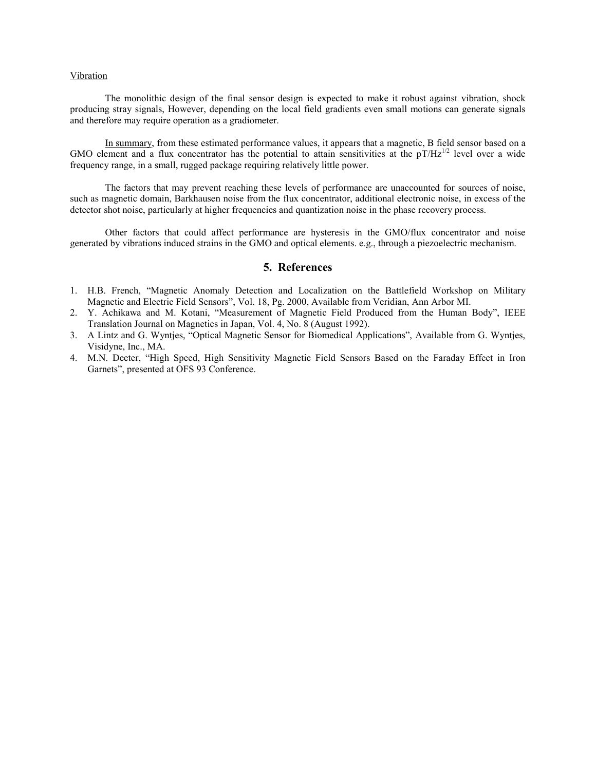Vibration

The monolithic design of the final sensor design is expected to make it robust against vibration, shock producing stray signals, However, depending on the local field gradients even small motions can generate signals and therefore may require operation as a gradiometer.

In summary, from these estimated performance values, it appears that a magnetic, B field sensor based on a GMO element and a flux concentrator has the potential to attain sensitivities at the $pT/Hz^{1/2}$ level over a wide frequency range, in a small, rugged package requiring relatively little power.

The factors that may prevent reaching these levels of performance are unaccounted for sources of noise, such as magnetic domain, Barkhausen noise from the flux concentrator, additional electronic noise, in excess of the detector shot noise, particularly at higher frequencies and quantization noise in the phase recovery process.

Other factors that could affect performance are hysteresis in the GMO/flux concentrator and noise generated by vibrations induced strains in the GMO and optical elements. e.g., through a piezoelectric mechanism.

## 5. References

1. H.B. French, "Magnetic Anomaly Detection and Localization on the Battlefield Workshop on Military Magnetic and Electric Field Sensors", Vol. 18, Pg. 2000, Available from Veridian, Ann Arbor MI.
2. Y. Achikawa and M. Kotani, "Measurement of Magnetic Field Produced from the Human Body", IEEE Translation Journal on Magnetics in Japan, Vol. 4, No. 8 (August 1992).
3. A Lintz and G. Wyntjes, "Optical Magnetic Sensor for Biomedical Applications", Available from G. Wyntjes, Visidyne, Inc., MA.
4. M.N. Deeter, "High Speed, High Sensitivity Magnetic Field Sensors Based on the Faraday Effect in Iron Garnets", presented at OFS 93 Conference.